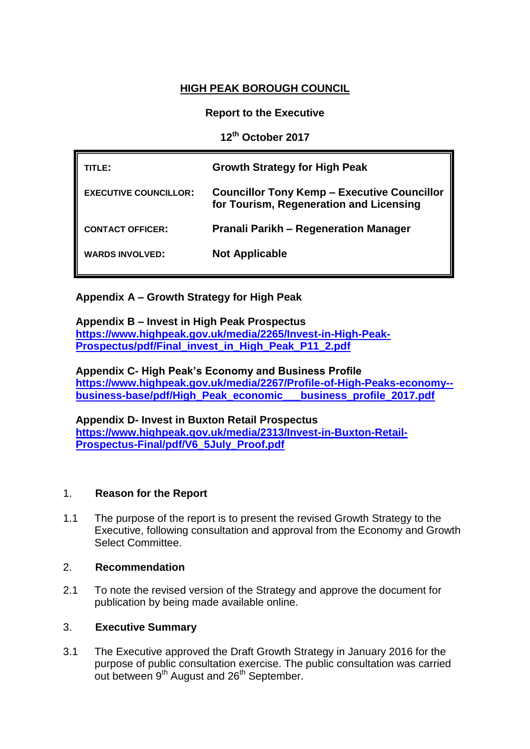# HIGH PEAK BOROUGH COUNCIL

**Report to the Executive**

**12th October 2017**

| | |
|---|---|
| **TITLE:** | **Growth Strategy for High Peak** |
| **EXECUTIVE COUNCILLOR:** | **Councillor Tony Kemp – Executive Councillor for Tourism, Regeneration and Licensing** |
| **CONTACT OFFICER:** | **Pranali Parikh – Regeneration Manager** |
| **WARDS INVOLVED:** | **Not Applicable** |

**Appendix A – Growth Strategy for High Peak**

**Appendix B – Invest in High Peak Prospectus**
**https://www.highpeak.gov.uk/media/2265/Invest-in-High-Peak-Prospectus/pdf/Final_invest_in_High_Peak_P11_2.pdf**

**Appendix C- High Peak's Economy and Business Profile**
**https://www.highpeak.gov.uk/media/2267/Profile-of-High-Peaks-economy--business-base/pdf/High_Peak_economic___business_profile_2017.pdf**

**Appendix D- Invest in Buxton Retail Prospectus**
**https://www.highpeak.gov.uk/media/2313/Invest-in-Buxton-Retail-Prospectus-Final/pdf/V6_5July_Proof.pdf**

## 1. Reason for the Report

1.1 The purpose of the report is to present the revised Growth Strategy to the Executive, following consultation and approval from the Economy and Growth Select Committee.

## 2. Recommendation

2.1 To note the revised version of the Strategy and approve the document for publication by being made available online.

## 3. Executive Summary

3.1 The Executive approved the Draft Growth Strategy in January 2016 for the purpose of public consultation exercise. The public consultation was carried out between 9th August and 26th September.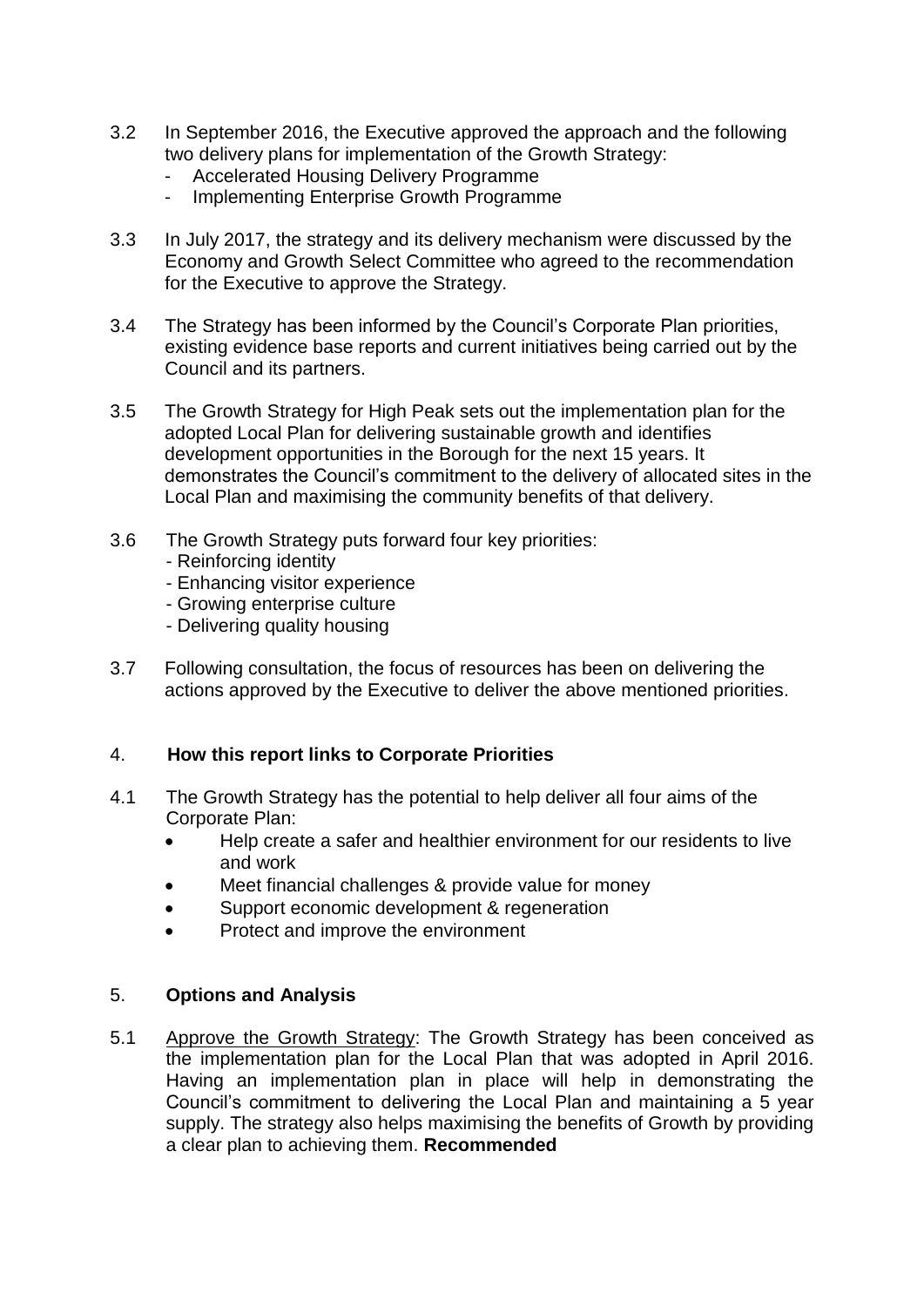3.2 In September 2016, the Executive approved the approach and the following two delivery plans for implementation of the Growth Strategy:

- Accelerated Housing Delivery Programme
- Implementing Enterprise Growth Programme

3.3 In July 2017, the strategy and its delivery mechanism were discussed by the Economy and Growth Select Committee who agreed to the recommendation for the Executive to approve the Strategy.

3.4 The Strategy has been informed by the Council's Corporate Plan priorities, existing evidence base reports and current initiatives being carried out by the Council and its partners.

3.5 The Growth Strategy for High Peak sets out the implementation plan for the adopted Local Plan for delivering sustainable growth and identifies development opportunities in the Borough for the next 15 years. It demonstrates the Council's commitment to the delivery of allocated sites in the Local Plan and maximising the community benefits of that delivery.

3.6 The Growth Strategy puts forward four key priorities:

- Reinforcing identity
- Enhancing visitor experience
- Growing enterprise culture
- Delivering quality housing

3.7 Following consultation, the focus of resources has been on delivering the actions approved by the Executive to deliver the above mentioned priorities.

## 4. How this report links to Corporate Priorities

4.1 The Growth Strategy has the potential to help deliver all four aims of the Corporate Plan:

- Help create a safer and healthier environment for our residents to live and work
- Meet financial challenges & provide value for money
- Support economic development & regeneration
- Protect and improve the environment

## 5. Options and Analysis

5.1 Approve the Growth Strategy: The Growth Strategy has been conceived as the implementation plan for the Local Plan that was adopted in April 2016. Having an implementation plan in place will help in demonstrating the Council's commitment to delivering the Local Plan and maintaining a 5 year supply. The strategy also helps maximising the benefits of Growth by providing a clear plan to achieving them. **Recommended**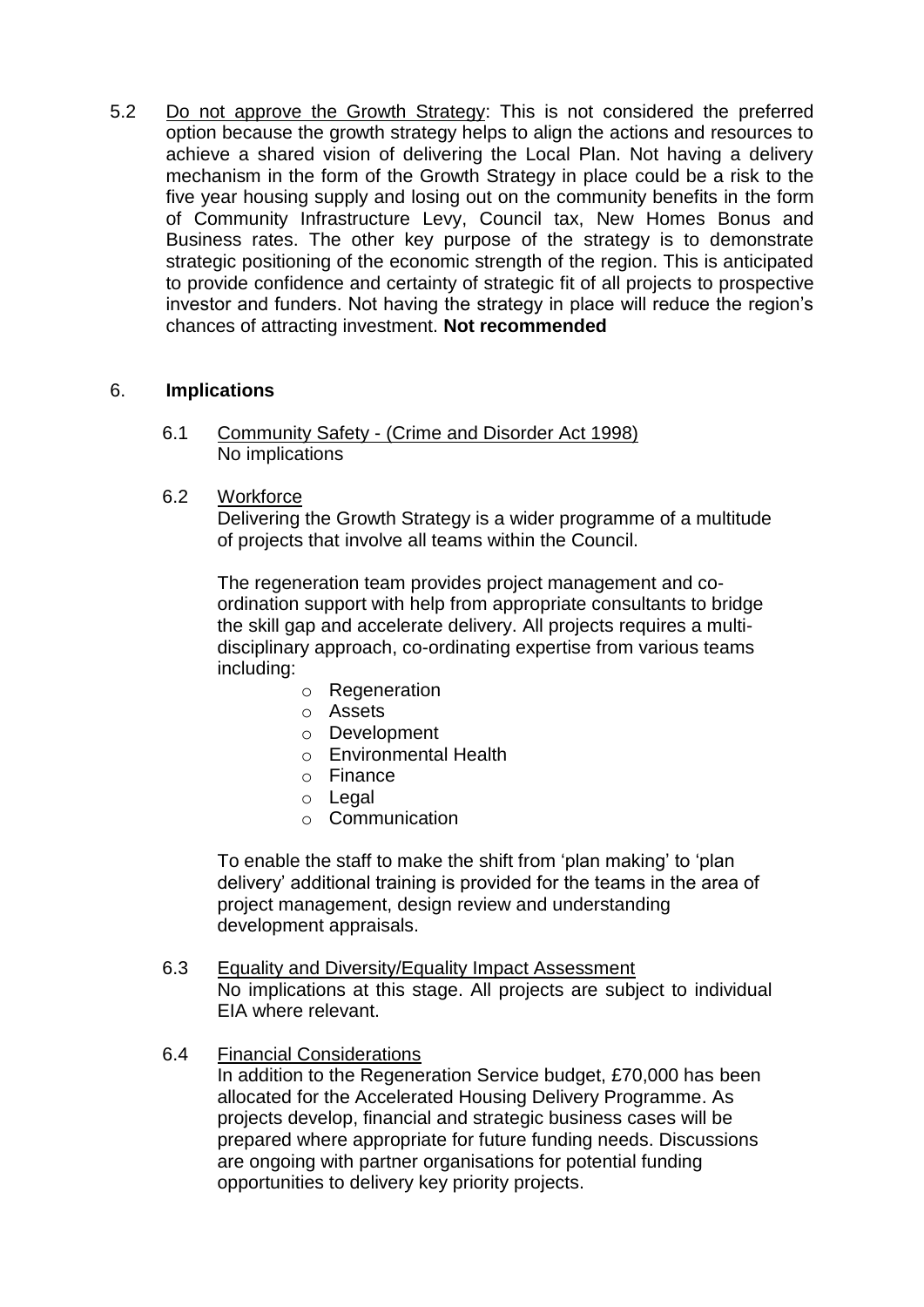5.2 Do not approve the Growth Strategy: This is not considered the preferred option because the growth strategy helps to align the actions and resources to achieve a shared vision of delivering the Local Plan. Not having a delivery mechanism in the form of the Growth Strategy in place could be a risk to the five year housing supply and losing out on the community benefits in the form of Community Infrastructure Levy, Council tax, New Homes Bonus and Business rates. The other key purpose of the strategy is to demonstrate strategic positioning of the economic strength of the region. This is anticipated to provide confidence and certainty of strategic fit of all projects to prospective investor and funders. Not having the strategy in place will reduce the region's chances of attracting investment. **Not recommended**

## 6. Implications

6.1 Community Safety - (Crime and Disorder Act 1998)
No implications

6.2 Workforce
Delivering the Growth Strategy is a wider programme of a multitude of projects that involve all teams within the Council.

The regeneration team provides project management and co-ordination support with help from appropriate consultants to bridge the skill gap and accelerate delivery. All projects requires a multi-disciplinary approach, co-ordinating expertise from various teams including:

- Regeneration
- Assets
- Development
- Environmental Health
- Finance
- Legal
- Communication

To enable the staff to make the shift from 'plan making' to 'plan delivery' additional training is provided for the teams in the area of project management, design review and understanding development appraisals.

6.3 Equality and Diversity/Equality Impact Assessment
No implications at this stage. All projects are subject to individual EIA where relevant.

6.4 Financial Considerations
In addition to the Regeneration Service budget, £70,000 has been allocated for the Accelerated Housing Delivery Programme. As projects develop, financial and strategic business cases will be prepared where appropriate for future funding needs. Discussions are ongoing with partner organisations for potential funding opportunities to delivery key priority projects.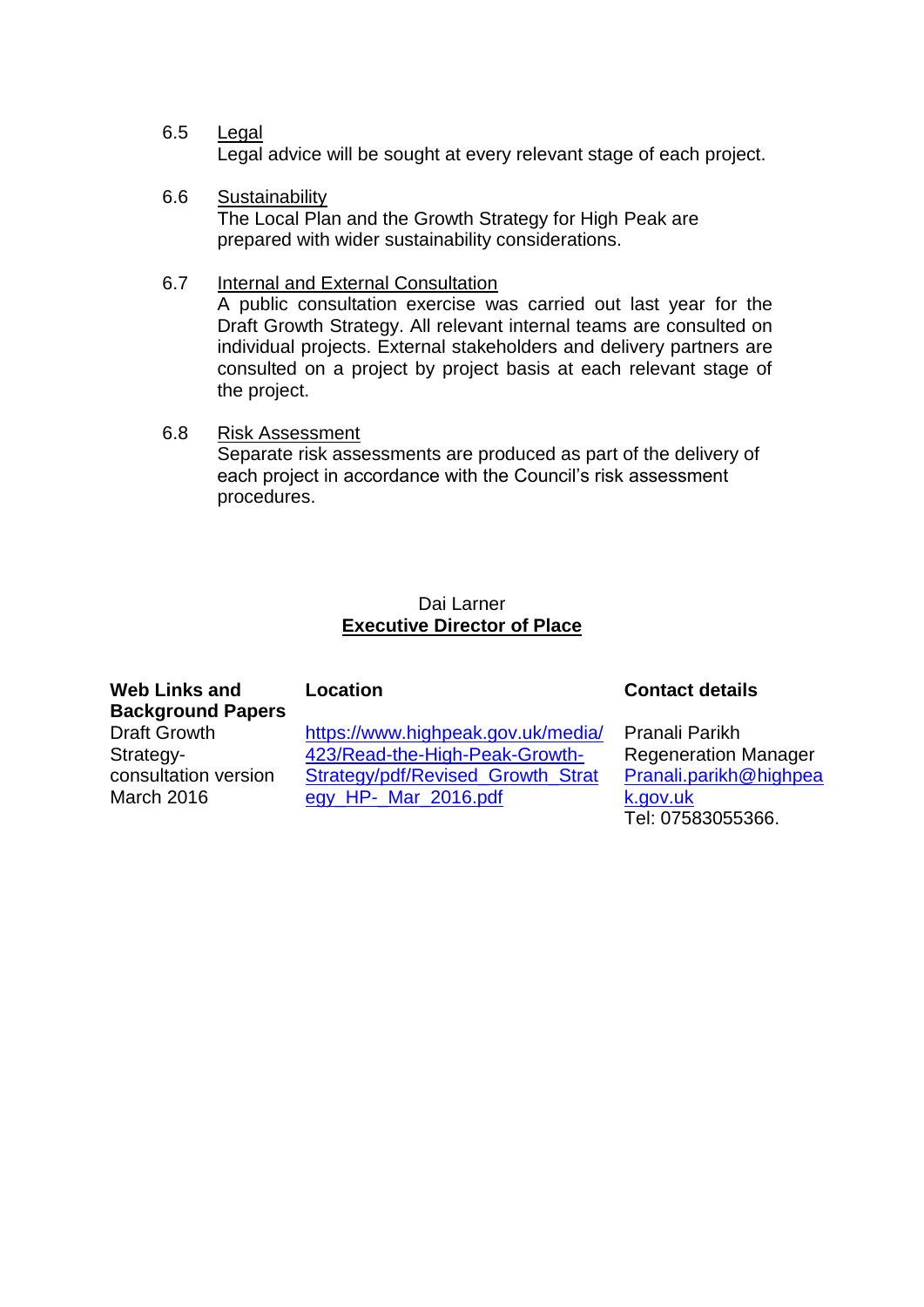6.5 Legal

Legal advice will be sought at every relevant stage of each project.

6.6 Sustainability

The Local Plan and the Growth Strategy for High Peak are prepared with wider sustainability considerations.

6.7 Internal and External Consultation

A public consultation exercise was carried out last year for the Draft Growth Strategy. All relevant internal teams are consulted on individual projects. External stakeholders and delivery partners are consulted on a project by project basis at each relevant stage of the project.

6.8 Risk Assessment

Separate risk assessments are produced as part of the delivery of each project in accordance with the Council's risk assessment procedures.

Dai Larner
**Executive Director of Place**

| **Web Links and Background Papers** | **Location** | **Contact details** |
| --- | --- | --- |
| Draft Growth Strategy- consultation version March 2016 | https://www.highpeak.gov.uk/media/423/Read-the-High-Peak-Growth-Strategy/pdf/Revised_Growth_Strategy_HP-_Mar_2016.pdf | Pranali Parikh<br>Regeneration Manager<br>Pranali.parikh@highpeak.gov.uk<br>Tel: 07583055366. |